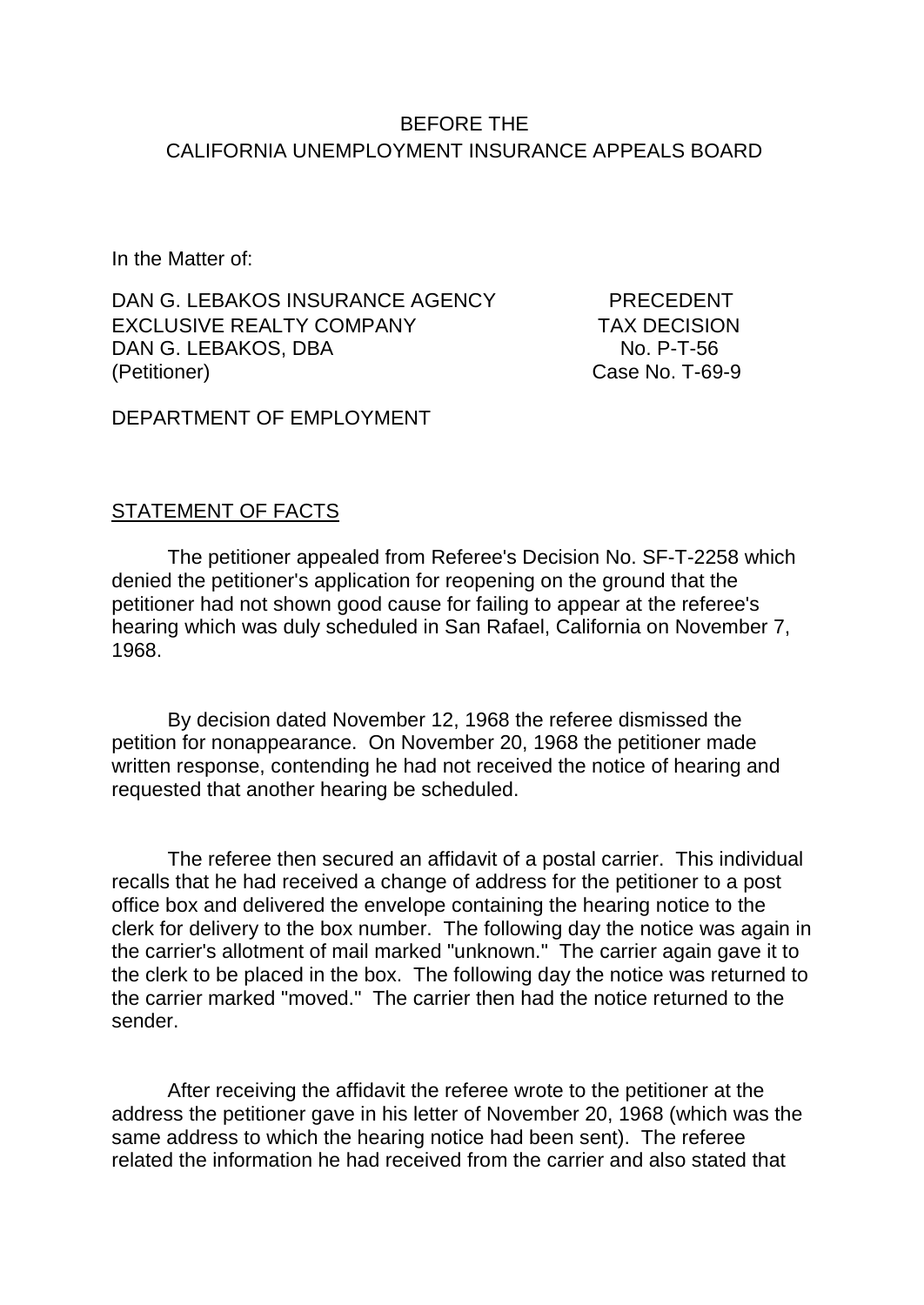BEFORE THE
CALIFORNIA UNEMPLOYMENT INSURANCE APPEALS BOARD

In the Matter of:

DAN G. LEBAKOS INSURANCE AGENCY
EXCLUSIVE REALTY COMPANY
DAN G. LEBAKOS, DBA
(Petitioner)

PRECEDENT
TAX DECISION
No. P-T-56
Case No. T-69-9

DEPARTMENT OF EMPLOYMENT

## STATEMENT OF FACTS

The petitioner appealed from Referee's Decision No. SF-T-2258 which denied the petitioner's application for reopening on the ground that the petitioner had not shown good cause for failing to appear at the referee's hearing which was duly scheduled in San Rafael, California on November 7, 1968.

By decision dated November 12, 1968 the referee dismissed the petition for nonappearance. On November 20, 1968 the petitioner made written response, contending he had not received the notice of hearing and requested that another hearing be scheduled.

The referee then secured an affidavit of a postal carrier. This individual recalls that he had received a change of address for the petitioner to a post office box and delivered the envelope containing the hearing notice to the clerk for delivery to the box number. The following day the notice was again in the carrier's allotment of mail marked "unknown." The carrier again gave it to the clerk to be placed in the box. The following day the notice was returned to the carrier marked "moved." The carrier then had the notice returned to the sender.

After receiving the affidavit the referee wrote to the petitioner at the address the petitioner gave in his letter of November 20, 1968 (which was the same address to which the hearing notice had been sent). The referee related the information he had received from the carrier and also stated that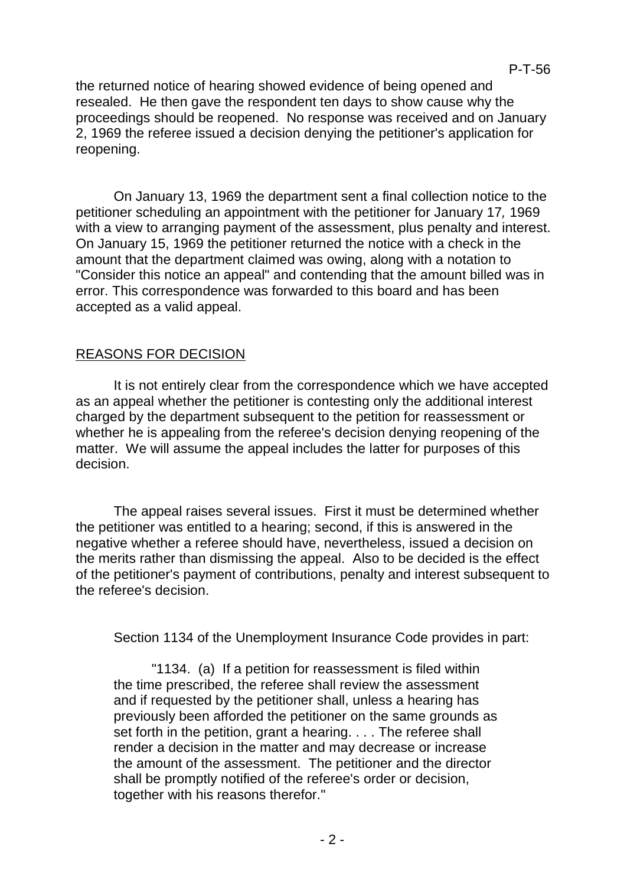the returned notice of hearing showed evidence of being opened and resealed. He then gave the respondent ten days to show cause why the proceedings should be reopened. No response was received and on January 2, 1969 the referee issued a decision denying the petitioner's application for reopening.

On January 13, 1969 the department sent a final collection notice to the petitioner scheduling an appointment with the petitioner for January 17, 1969 with a view to arranging payment of the assessment, plus penalty and interest. On January 15, 1969 the petitioner returned the notice with a check in the amount that the department claimed was owing, along with a notation to "Consider this notice an appeal" and contending that the amount billed was in error. This correspondence was forwarded to this board and has been accepted as a valid appeal.

## REASONS FOR DECISION

It is not entirely clear from the correspondence which we have accepted as an appeal whether the petitioner is contesting only the additional interest charged by the department subsequent to the petition for reassessment or whether he is appealing from the referee's decision denying reopening of the matter. We will assume the appeal includes the latter for purposes of this decision.

The appeal raises several issues. First it must be determined whether the petitioner was entitled to a hearing; second, if this is answered in the negative whether a referee should have, nevertheless, issued a decision on the merits rather than dismissing the appeal. Also to be decided is the effect of the petitioner's payment of contributions, penalty and interest subsequent to the referee's decision.

Section 1134 of the Unemployment Insurance Code provides in part:

> "1134. (a) If a petition for reassessment is filed within the time prescribed, the referee shall review the assessment and if requested by the petitioner shall, unless a hearing has previously been afforded the petitioner on the same grounds as set forth in the petition, grant a hearing. . . . The referee shall render a decision in the matter and may decrease or increase the amount of the assessment. The petitioner and the director shall be promptly notified of the referee's order or decision, together with his reasons therefor."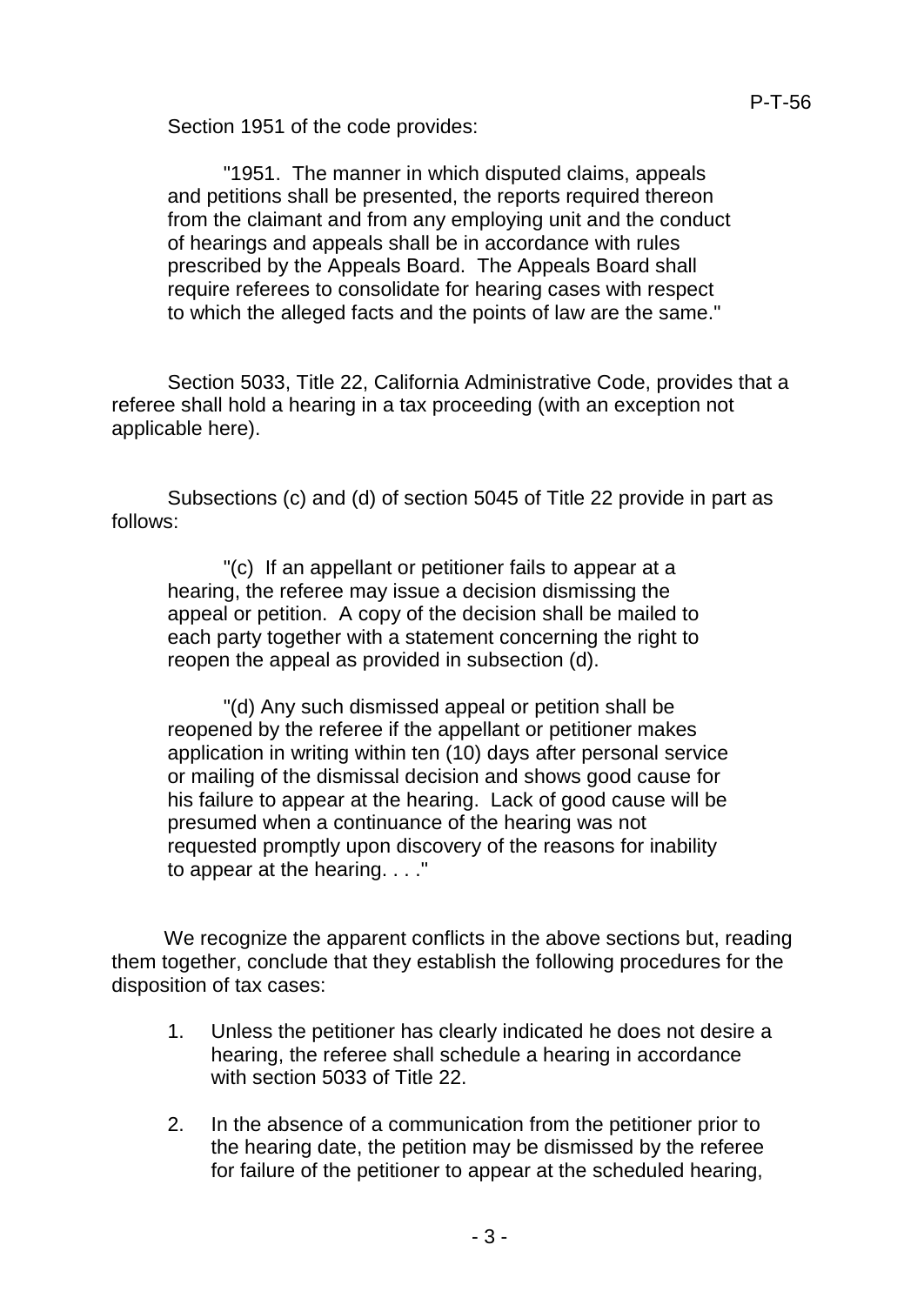Section 1951 of the code provides:

> "1951. The manner in which disputed claims, appeals and petitions shall be presented, the reports required thereon from the claimant and from any employing unit and the conduct of hearings and appeals shall be in accordance with rules prescribed by the Appeals Board. The Appeals Board shall require referees to consolidate for hearing cases with respect to which the alleged facts and the points of law are the same."

Section 5033, Title 22, California Administrative Code, provides that a referee shall hold a hearing in a tax proceeding (with an exception not applicable here).

Subsections (c) and (d) of section 5045 of Title 22 provide in part as follows:

> "(c) If an appellant or petitioner fails to appear at a hearing, the referee may issue a decision dismissing the appeal or petition. A copy of the decision shall be mailed to each party together with a statement concerning the right to reopen the appeal as provided in subsection (d).
>
> "(d) Any such dismissed appeal or petition shall be reopened by the referee if the appellant or petitioner makes application in writing within ten (10) days after personal service or mailing of the dismissal decision and shows good cause for his failure to appear at the hearing. Lack of good cause will be presumed when a continuance of the hearing was not requested promptly upon discovery of the reasons for inability to appear at the hearing. . . ."

We recognize the apparent conflicts in the above sections but, reading them together, conclude that they establish the following procedures for the disposition of tax cases:

1. Unless the petitioner has clearly indicated he does not desire a hearing, the referee shall schedule a hearing in accordance with section 5033 of Title 22.
2. In the absence of a communication from the petitioner prior to the hearing date, the petition may be dismissed by the referee for failure of the petitioner to appear at the scheduled hearing,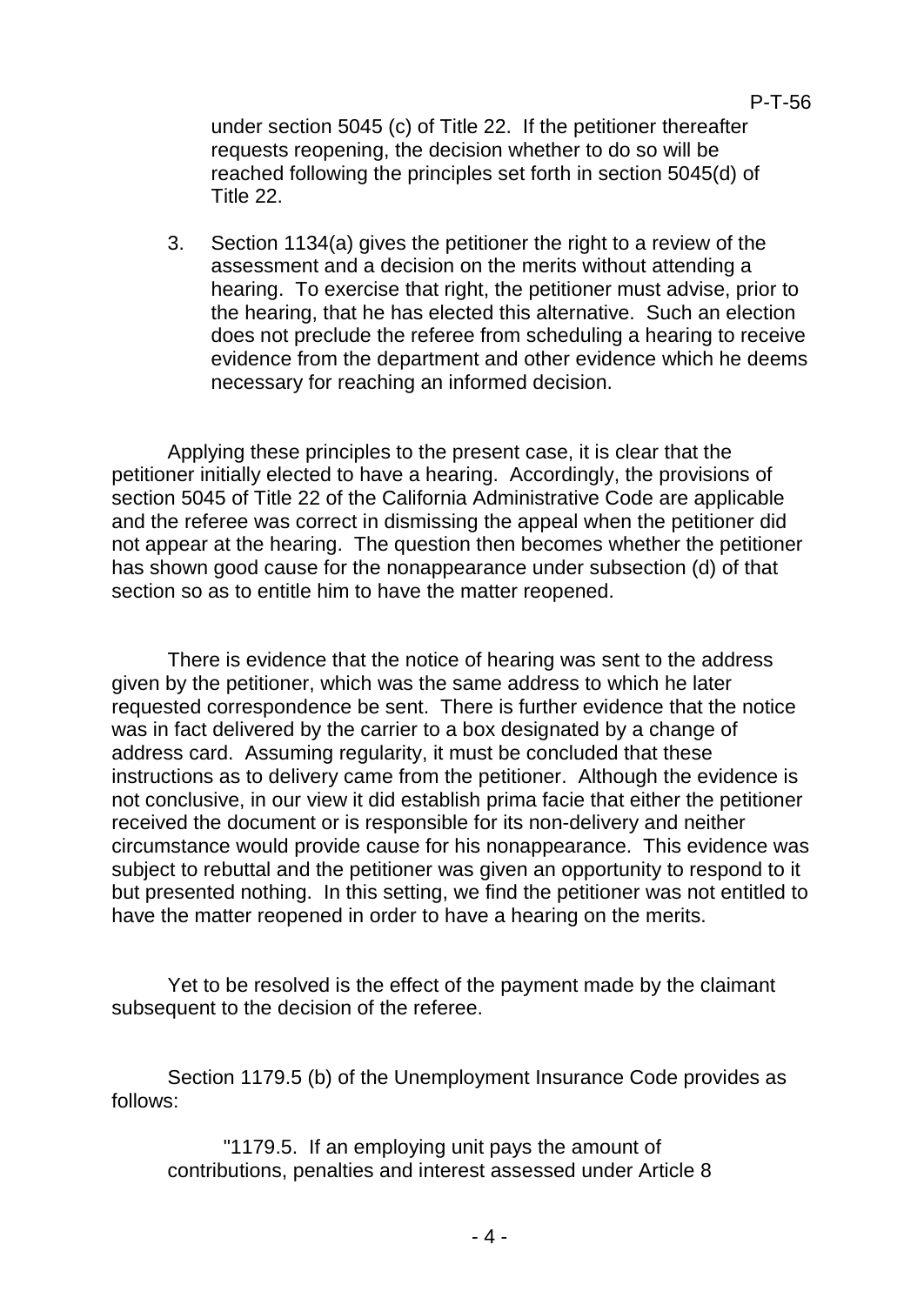under section 5045 (c) of Title 22. If the petitioner thereafter requests reopening, the decision whether to do so will be reached following the principles set forth in section 5045(d) of Title 22.

3. Section 1134(a) gives the petitioner the right to a review of the assessment and a decision on the merits without attending a hearing. To exercise that right, the petitioner must advise, prior to the hearing, that he has elected this alternative. Such an election does not preclude the referee from scheduling a hearing to receive evidence from the department and other evidence which he deems necessary for reaching an informed decision.

Applying these principles to the present case, it is clear that the petitioner initially elected to have a hearing. Accordingly, the provisions of section 5045 of Title 22 of the California Administrative Code are applicable and the referee was correct in dismissing the appeal when the petitioner did not appear at the hearing. The question then becomes whether the petitioner has shown good cause for the nonappearance under subsection (d) of that section so as to entitle him to have the matter reopened.

There is evidence that the notice of hearing was sent to the address given by the petitioner, which was the same address to which he later requested correspondence be sent. There is further evidence that the notice was in fact delivered by the carrier to a box designated by a change of address card. Assuming regularity, it must be concluded that these instructions as to delivery came from the petitioner. Although the evidence is not conclusive, in our view it did establish prima facie that either the petitioner received the document or is responsible for its non-delivery and neither circumstance would provide cause for his nonappearance. This evidence was subject to rebuttal and the petitioner was given an opportunity to respond to it but presented nothing. In this setting, we find the petitioner was not entitled to have the matter reopened in order to have a hearing on the merits.

Yet to be resolved is the effect of the payment made by the claimant subsequent to the decision of the referee.

Section 1179.5 (b) of the Unemployment Insurance Code provides as follows:

"1179.5. If an employing unit pays the amount of contributions, penalties and interest assessed under Article 8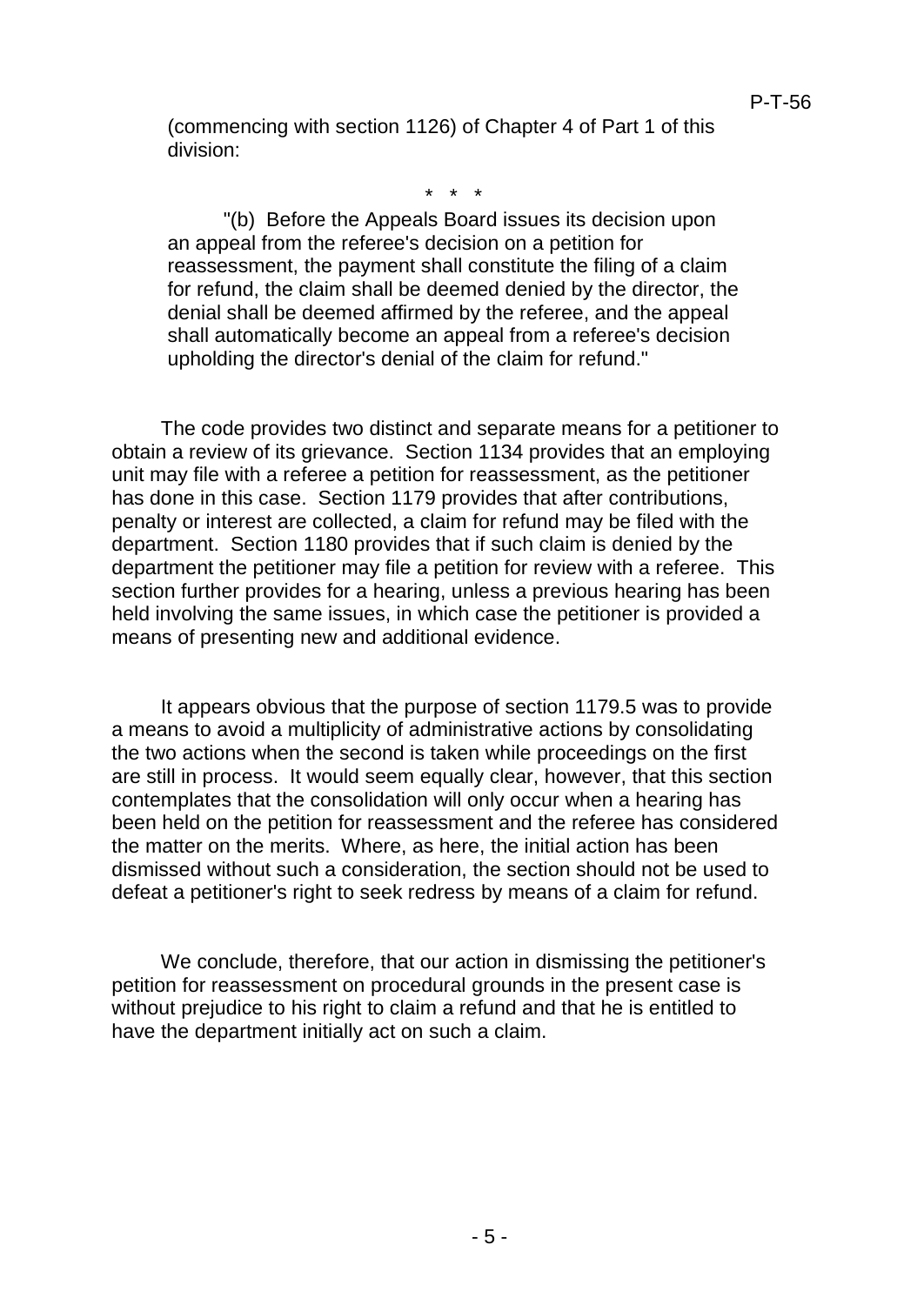(commencing with section 1126) of Chapter 4 of Part 1 of this division:

\* \* \*

"(b) Before the Appeals Board issues its decision upon an appeal from the referee's decision on a petition for reassessment, the payment shall constitute the filing of a claim for refund, the claim shall be deemed denied by the director, the denial shall be deemed affirmed by the referee, and the appeal shall automatically become an appeal from a referee's decision upholding the director's denial of the claim for refund."

The code provides two distinct and separate means for a petitioner to obtain a review of its grievance. Section 1134 provides that an employing unit may file with a referee a petition for reassessment, as the petitioner has done in this case. Section 1179 provides that after contributions, penalty or interest are collected, a claim for refund may be filed with the department. Section 1180 provides that if such claim is denied by the department the petitioner may file a petition for review with a referee. This section further provides for a hearing, unless a previous hearing has been held involving the same issues, in which case the petitioner is provided a means of presenting new and additional evidence.

It appears obvious that the purpose of section 1179.5 was to provide a means to avoid a multiplicity of administrative actions by consolidating the two actions when the second is taken while proceedings on the first are still in process. It would seem equally clear, however, that this section contemplates that the consolidation will only occur when a hearing has been held on the petition for reassessment and the referee has considered the matter on the merits. Where, as here, the initial action has been dismissed without such a consideration, the section should not be used to defeat a petitioner's right to seek redress by means of a claim for refund.

We conclude, therefore, that our action in dismissing the petitioner's petition for reassessment on procedural grounds in the present case is without prejudice to his right to claim a refund and that he is entitled to have the department initially act on such a claim.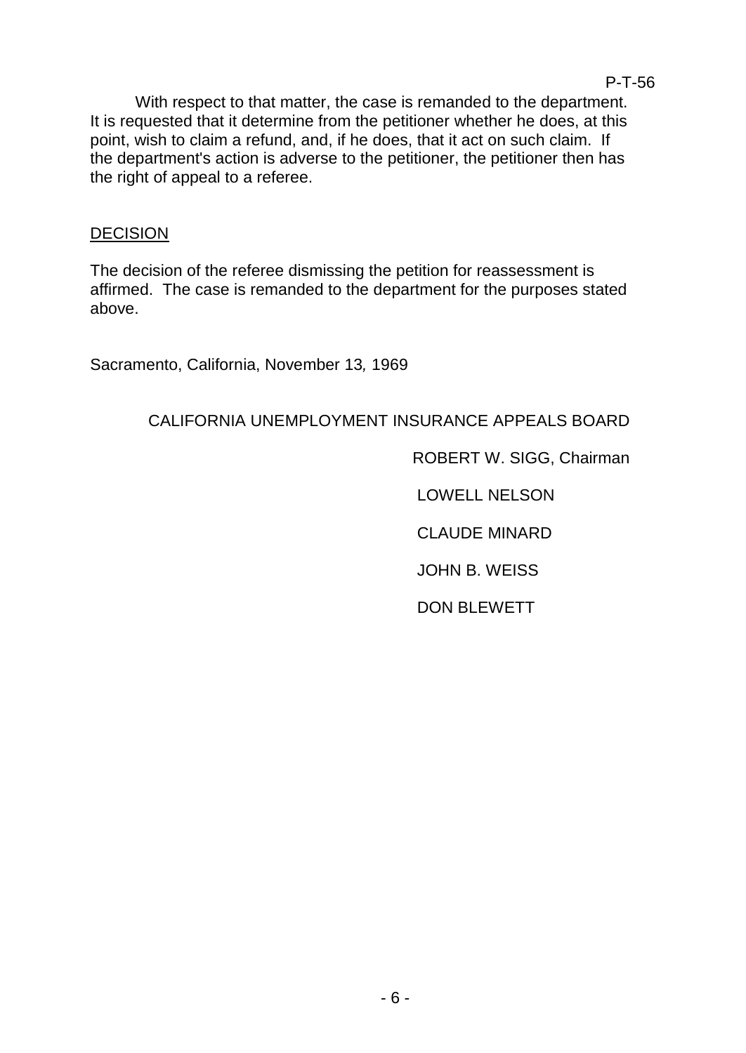With respect to that matter, the case is remanded to the department. It is requested that it determine from the petitioner whether he does, at this point, wish to claim a refund, and, if he does, that it act on such claim. If the department's action is adverse to the petitioner, the petitioner then has the right of appeal to a referee.

## DECISION

The decision of the referee dismissing the petition for reassessment is affirmed. The case is remanded to the department for the purposes stated above.

Sacramento, California, November 13, 1969

CALIFORNIA UNEMPLOYMENT INSURANCE APPEALS BOARD

ROBERT W. SIGG, Chairman

LOWELL NELSON

CLAUDE MINARD

JOHN B. WEISS

DON BLEWETT